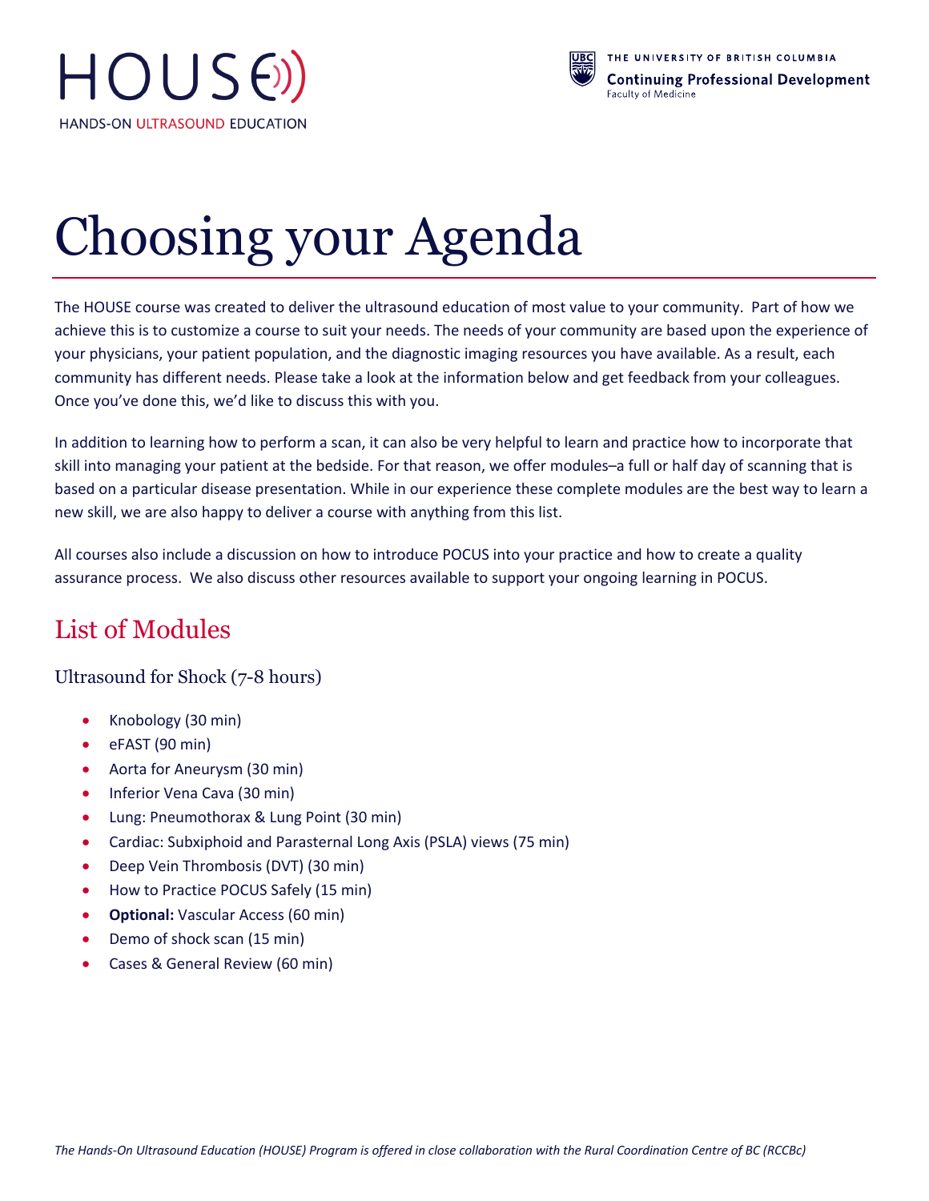HOUSE

HANDS-ON ULTRASOUND EDUCATION

THE UNIVERSITY OF BRITISH COLUMBIA
Continuing Professional Development
Faculty of Medicine

# Choosing your Agenda

The HOUSE course was created to deliver the ultrasound education of most value to your community. Part of how we achieve this is to customize a course to suit your needs. The needs of your community are based upon the experience of your physicians, your patient population, and the diagnostic imaging resources you have available. As a result, each community has different needs. Please take a look at the information below and get feedback from your colleagues. Once you've done this, we'd like to discuss this with you.

In addition to learning how to perform a scan, it can also be very helpful to learn and practice how to incorporate that skill into managing your patient at the bedside. For that reason, we offer modules–a full or half day of scanning that is based on a particular disease presentation. While in our experience these complete modules are the best way to learn a new skill, we are also happy to deliver a course with anything from this list.

All courses also include a discussion on how to introduce POCUS into your practice and how to create a quality assurance process. We also discuss other resources available to support your ongoing learning in POCUS.

## List of Modules

### Ultrasound for Shock (7-8 hours)

- Knobology (30 min)
- eFAST (90 min)
- Aorta for Aneurysm (30 min)
- Inferior Vena Cava (30 min)
- Lung: Pneumothorax & Lung Point (30 min)
- Cardiac: Subxiphoid and Parasternal Long Axis (PSLA) views (75 min)
- Deep Vein Thrombosis (DVT) (30 min)
- How to Practice POCUS Safely (15 min)
- **Optional:** Vascular Access (60 min)
- Demo of shock scan (15 min)
- Cases & General Review (60 min)

*The Hands-On Ultrasound Education (HOUSE) Program is offered in close collaboration with the Rural Coordination Centre of BC (RCCBc)*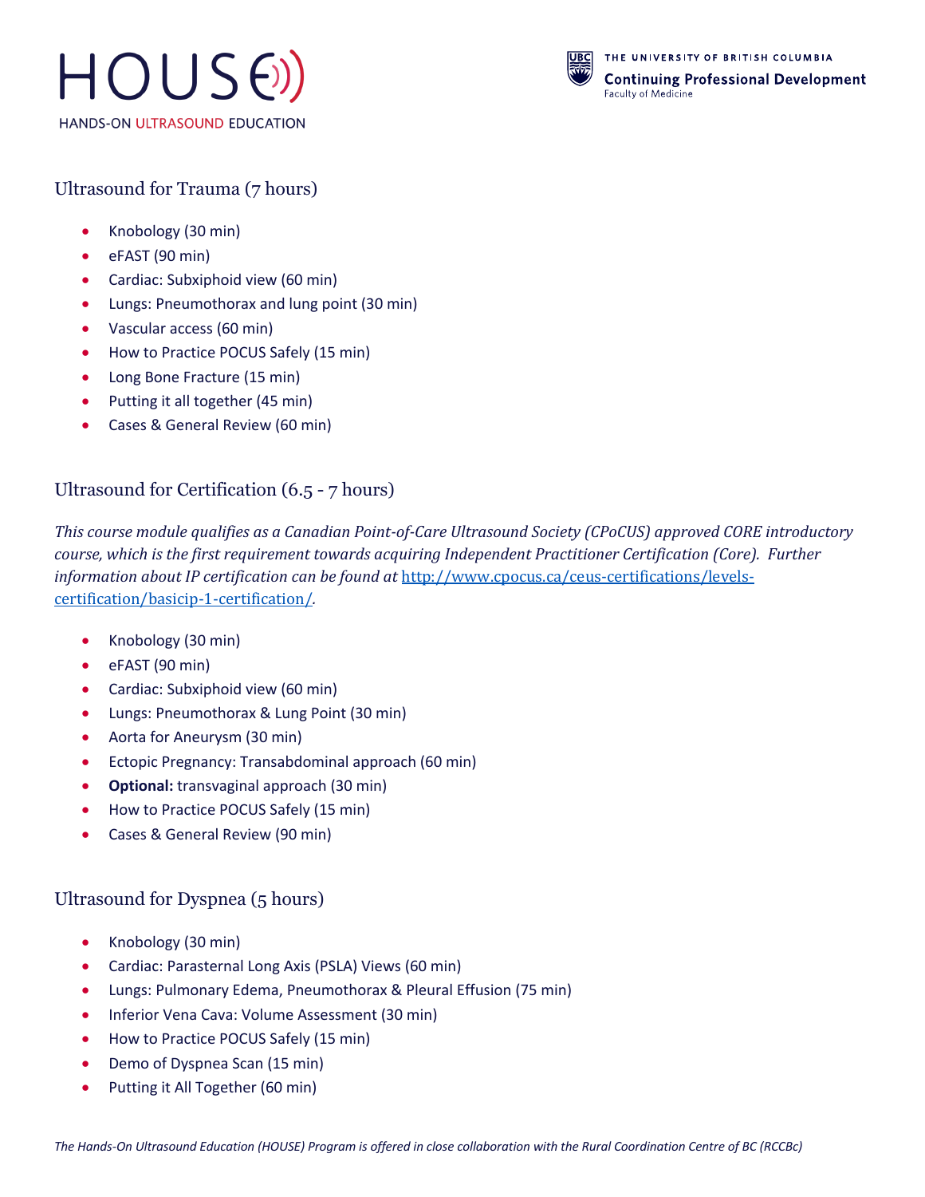## Ultrasound for Trauma (7 hours)

- Knobology (30 min)
- eFAST (90 min)
- Cardiac: Subxiphoid view (60 min)
- Lungs: Pneumothorax and lung point (30 min)
- Vascular access (60 min)
- How to Practice POCUS Safely (15 min)
- Long Bone Fracture (15 min)
- Putting it all together (45 min)
- Cases & General Review (60 min)

## Ultrasound for Certification (6.5 - 7 hours)

*This course module qualifies as a Canadian Point-of-Care Ultrasound Society (CPoCUS) approved CORE introductory course, which is the first requirement towards acquiring Independent Practitioner Certification (Core). Further information about IP certification can be found at [http://www.cpocus.ca/ceus-certifications/levels-certification/basicip-1-certification/](http://www.cpocus.ca/ceus-certifications/levels-certification/basicip-1-certification/).*

- Knobology (30 min)
- eFAST (90 min)
- Cardiac: Subxiphoid view (60 min)
- Lungs: Pneumothorax & Lung Point (30 min)
- Aorta for Aneurysm (30 min)
- Ectopic Pregnancy: Transabdominal approach (60 min)
- **Optional:** transvaginal approach (30 min)
- How to Practice POCUS Safely (15 min)
- Cases & General Review (90 min)

## Ultrasound for Dyspnea (5 hours)

- Knobology (30 min)
- Cardiac: Parasternal Long Axis (PSLA) Views (60 min)
- Lungs: Pulmonary Edema, Pneumothorax & Pleural Effusion (75 min)
- Inferior Vena Cava: Volume Assessment (30 min)
- How to Practice POCUS Safely (15 min)
- Demo of Dyspnea Scan (15 min)
- Putting it All Together (60 min)

*The Hands-On Ultrasound Education (HOUSE) Program is offered in close collaboration with the Rural Coordination Centre of BC (RCCBc)*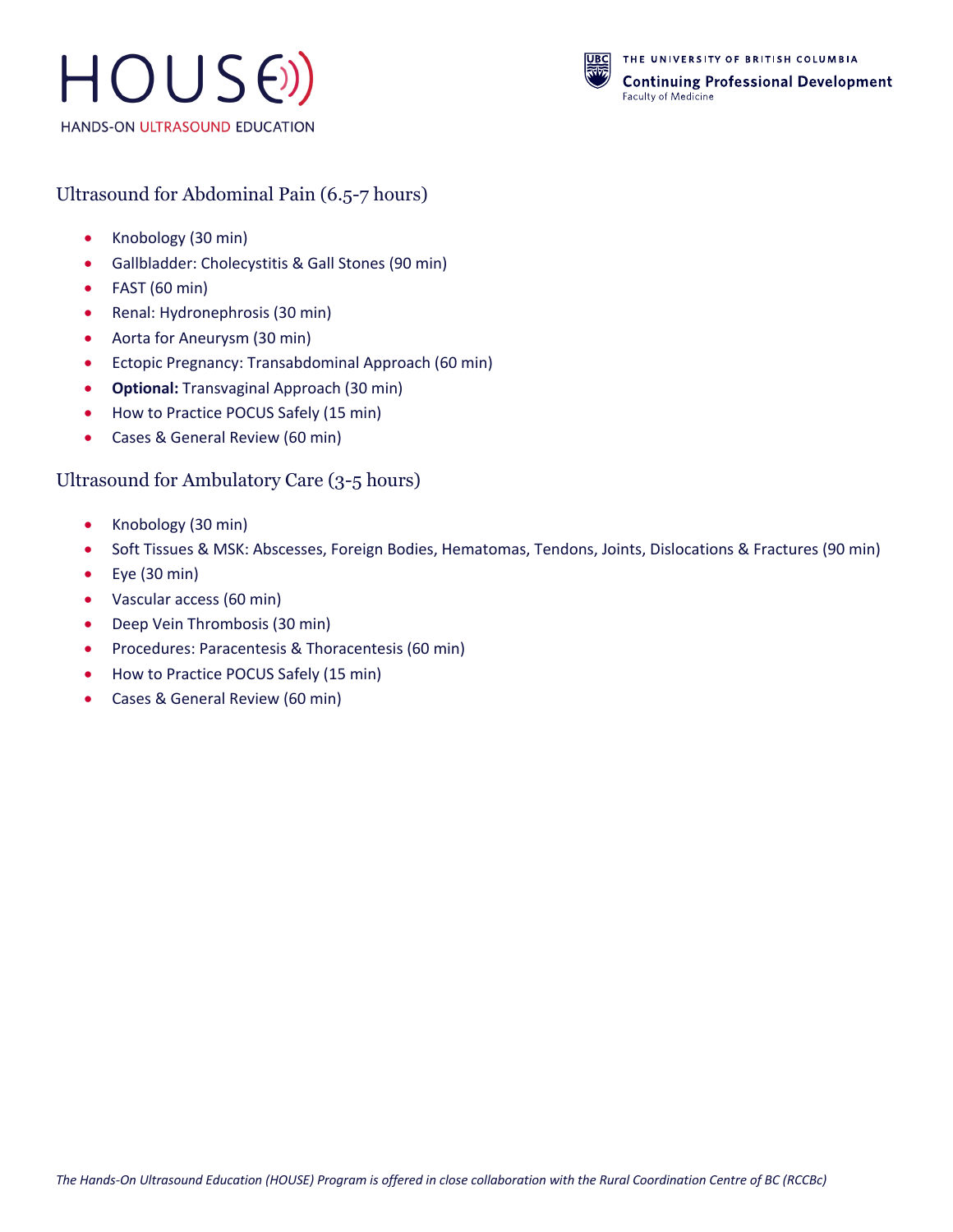## Ultrasound for Abdominal Pain (6.5-7 hours)

- Knobology (30 min)
- Gallbladder: Cholecystitis & Gall Stones (90 min)
- FAST (60 min)
- Renal: Hydronephrosis (30 min)
- Aorta for Aneurysm (30 min)
- Ectopic Pregnancy: Transabdominal Approach (60 min)
- **Optional:** Transvaginal Approach (30 min)
- How to Practice POCUS Safely (15 min)
- Cases & General Review (60 min)

## Ultrasound for Ambulatory Care (3-5 hours)

- Knobology (30 min)
- Soft Tissues & MSK: Abscesses, Foreign Bodies, Hematomas, Tendons, Joints, Dislocations & Fractures (90 min)
- Eye (30 min)
- Vascular access (60 min)
- Deep Vein Thrombosis (30 min)
- Procedures: Paracentesis & Thoracentesis (60 min)
- How to Practice POCUS Safely (15 min)
- Cases & General Review (60 min)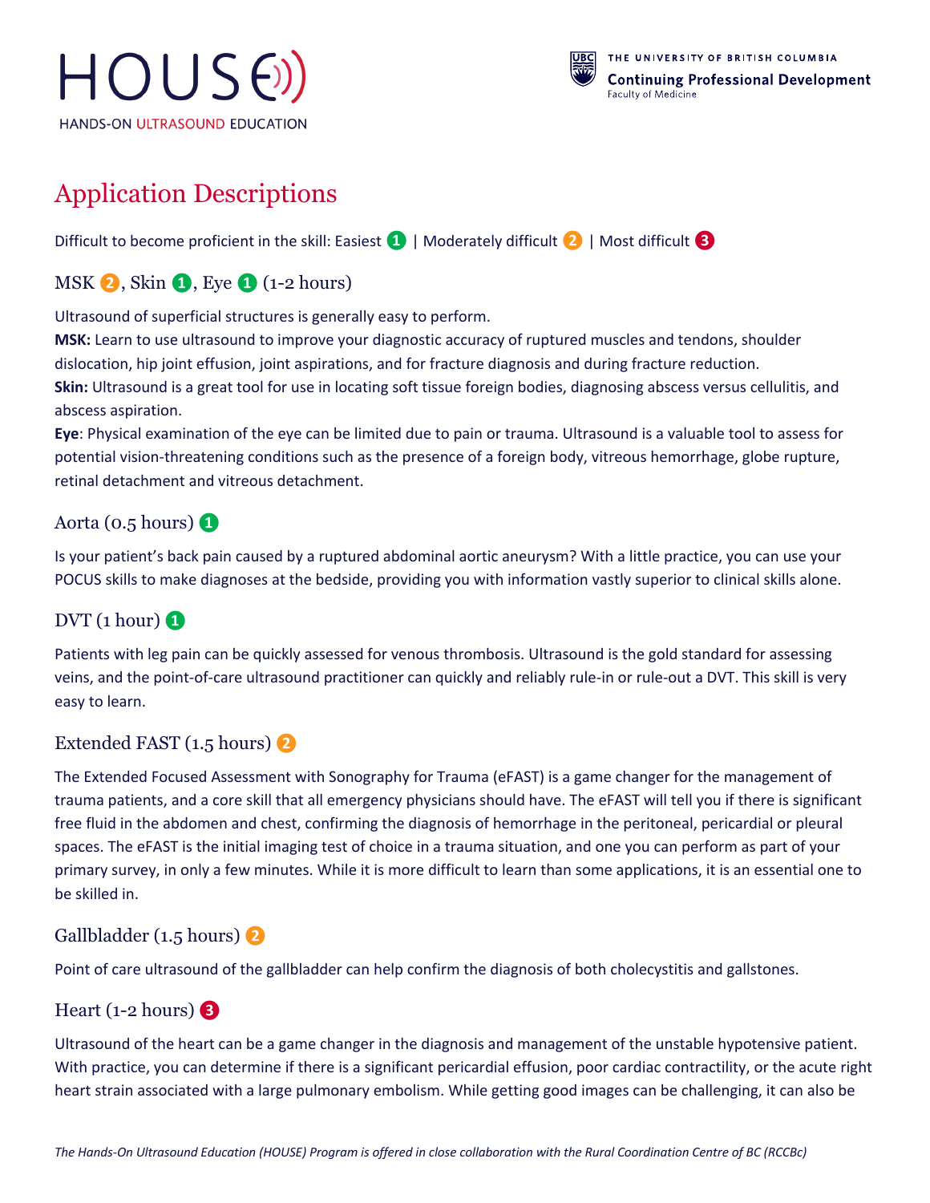# HOUSE HANDS-ON ULTRASOUND EDUCATION

THE UNIVERSITY OF BRITISH COLUMBIA
**Continuing Professional Development**
Faculty of Medicine

## Application Descriptions

Difficult to become proficient in the skill: Easiest ❶ | Moderately difficult ❷ | Most difficult ❸

### MSK ❷, Skin ❶, Eye ❶ (1-2 hours)

Ultrasound of superficial structures is generally easy to perform.
**MSK:** Learn to use ultrasound to improve your diagnostic accuracy of ruptured muscles and tendons, shoulder dislocation, hip joint effusion, joint aspirations, and for fracture diagnosis and during fracture reduction.
**Skin:** Ultrasound is a great tool for use in locating soft tissue foreign bodies, diagnosing abscess versus cellulitis, and abscess aspiration.
**Eye**: Physical examination of the eye can be limited due to pain or trauma. Ultrasound is a valuable tool to assess for potential vision-threatening conditions such as the presence of a foreign body, vitreous hemorrhage, globe rupture, retinal detachment and vitreous detachment.

### Aorta (0.5 hours) ❶

Is your patient's back pain caused by a ruptured abdominal aortic aneurysm? With a little practice, you can use your POCUS skills to make diagnoses at the bedside, providing you with information vastly superior to clinical skills alone.

### DVT (1 hour) ❶

Patients with leg pain can be quickly assessed for venous thrombosis. Ultrasound is the gold standard for assessing veins, and the point-of-care ultrasound practitioner can quickly and reliably rule-in or rule-out a DVT. This skill is very easy to learn.

### Extended FAST (1.5 hours) ❷

The Extended Focused Assessment with Sonography for Trauma (eFAST) is a game changer for the management of trauma patients, and a core skill that all emergency physicians should have. The eFAST will tell you if there is significant free fluid in the abdomen and chest, confirming the diagnosis of hemorrhage in the peritoneal, pericardial or pleural spaces. The eFAST is the initial imaging test of choice in a trauma situation, and one you can perform as part of your primary survey, in only a few minutes. While it is more difficult to learn than some applications, it is an essential one to be skilled in.

### Gallbladder (1.5 hours) ❷

Point of care ultrasound of the gallbladder can help confirm the diagnosis of both cholecystitis and gallstones.

### Heart (1-2 hours) ❸

Ultrasound of the heart can be a game changer in the diagnosis and management of the unstable hypotensive patient. With practice, you can determine if there is a significant pericardial effusion, poor cardiac contractility, or the acute right heart strain associated with a large pulmonary embolism. While getting good images can be challenging, it can also be

*The Hands-On Ultrasound Education (HOUSE) Program is offered in close collaboration with the Rural Coordination Centre of BC (RCCBc)*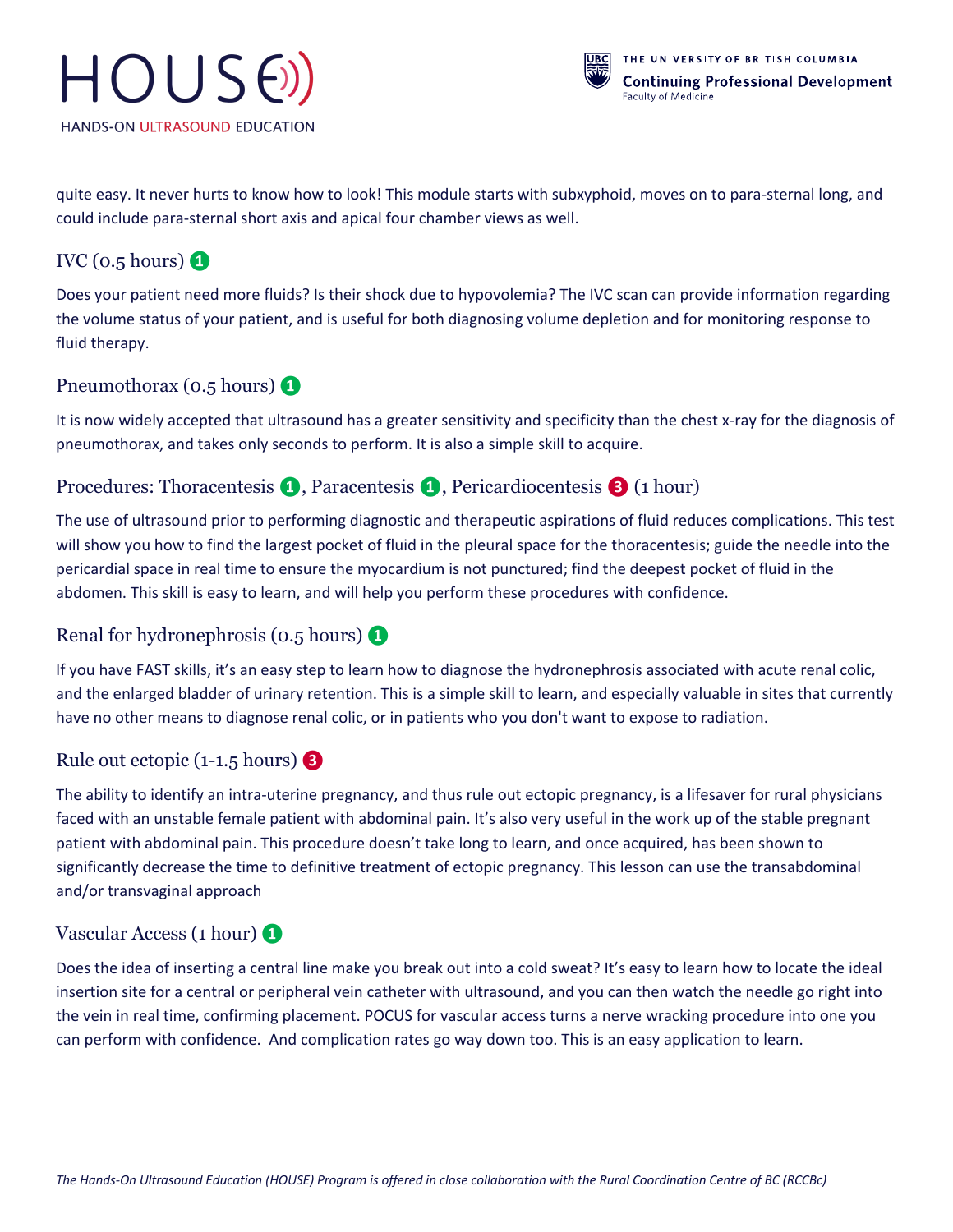quite easy. It never hurts to know how to look! This module starts with subxyphoid, moves on to para-sternal long, and could include para-sternal short axis and apical four chamber views as well.

## IVC (0.5 hours) ❶

Does your patient need more fluids? Is their shock due to hypovolemia? The IVC scan can provide information regarding the volume status of your patient, and is useful for both diagnosing volume depletion and for monitoring response to fluid therapy.

## Pneumothorax (0.5 hours) ❶

It is now widely accepted that ultrasound has a greater sensitivity and specificity than the chest x-ray for the diagnosis of pneumothorax, and takes only seconds to perform. It is also a simple skill to acquire.

## Procedures: Thoracentesis ❶, Paracentesis ❶, Pericardiocentesis ❸ (1 hour)

The use of ultrasound prior to performing diagnostic and therapeutic aspirations of fluid reduces complications. This test will show you how to find the largest pocket of fluid in the pleural space for the thoracentesis; guide the needle into the pericardial space in real time to ensure the myocardium is not punctured; find the deepest pocket of fluid in the abdomen. This skill is easy to learn, and will help you perform these procedures with confidence.

## Renal for hydronephrosis (0.5 hours) ❶

If you have FAST skills, it's an easy step to learn how to diagnose the hydronephrosis associated with acute renal colic, and the enlarged bladder of urinary retention. This is a simple skill to learn, and especially valuable in sites that currently have no other means to diagnose renal colic, or in patients who you don't want to expose to radiation.

## Rule out ectopic (1-1.5 hours) ❸

The ability to identify an intra-uterine pregnancy, and thus rule out ectopic pregnancy, is a lifesaver for rural physicians faced with an unstable female patient with abdominal pain. It's also very useful in the work up of the stable pregnant patient with abdominal pain. This procedure doesn't take long to learn, and once acquired, has been shown to significantly decrease the time to definitive treatment of ectopic pregnancy. This lesson can use the transabdominal and/or transvaginal approach

## Vascular Access (1 hour) ❶

Does the idea of inserting a central line make you break out into a cold sweat? It's easy to learn how to locate the ideal insertion site for a central or peripheral vein catheter with ultrasound, and you can then watch the needle go right into the vein in real time, confirming placement. POCUS for vascular access turns a nerve wracking procedure into one you can perform with confidence. And complication rates go way down too. This is an easy application to learn.